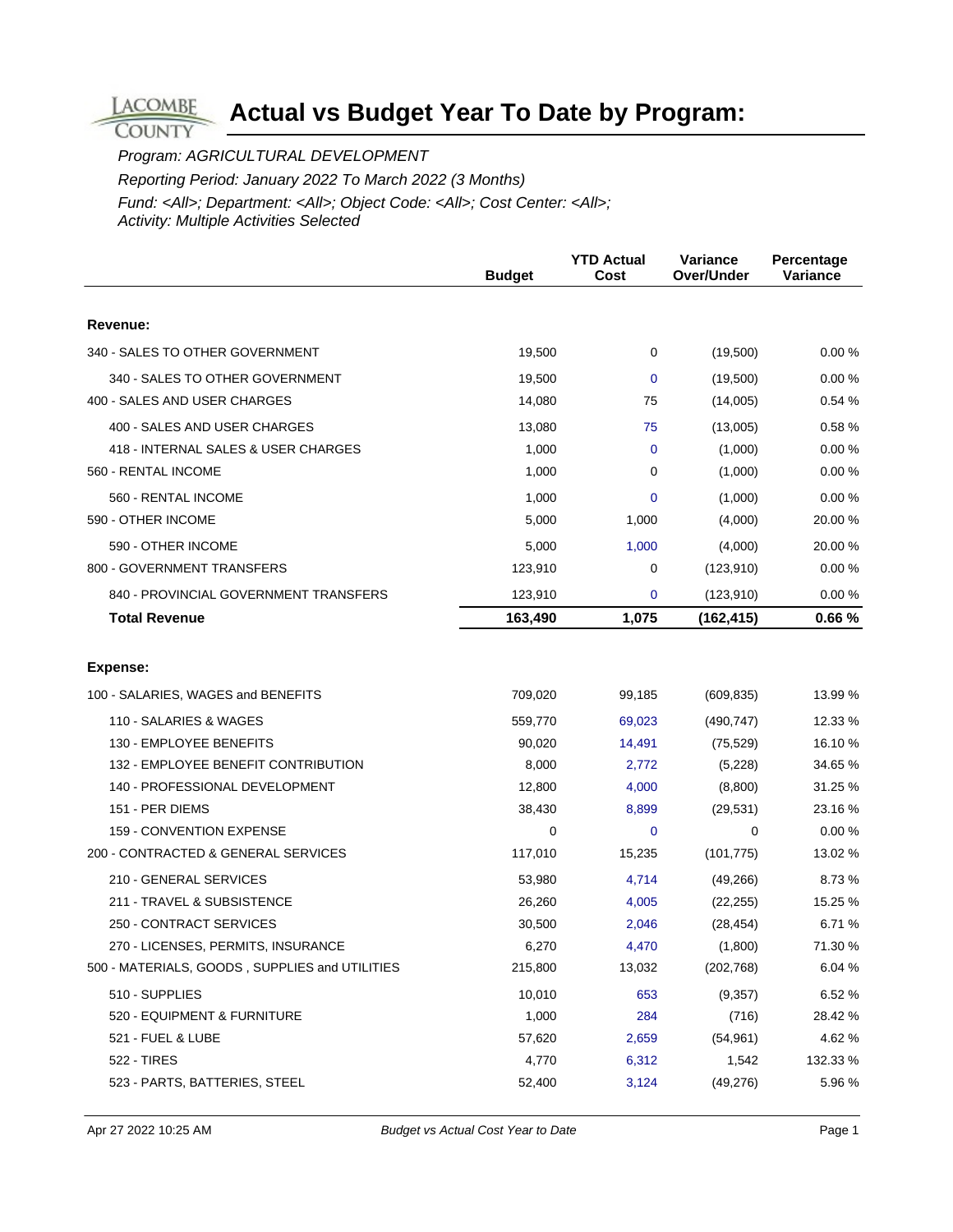# Actual vs Budget Year To Date by Program:

*Program: AGRICULTURAL DEVELOPMENT*

*Reporting Period: January 2022 To March 2022 (3 Months)*

*Fund: <All>; Department: <All>; Object Code: <All>; Cost Center: <All>; Activity: Multiple Activities Selected*

| | Budget | YTD Actual Cost | Variance Over/Under | Percentage Variance |
|---|---|---|---|---|
| **Revenue:** | | | | |
| 340 - SALES TO OTHER GOVERNMENT | 19,500 | 0 | (19,500) | 0.00 % |
| 340 - SALES TO OTHER GOVERNMENT | 19,500 | 0 | (19,500) | 0.00 % |
| 400 - SALES AND USER CHARGES | 14,080 | 75 | (14,005) | 0.54 % |
| 400 - SALES AND USER CHARGES | 13,080 | 75 | (13,005) | 0.58 % |
| 418 - INTERNAL SALES & USER CHARGES | 1,000 | 0 | (1,000) | 0.00 % |
| 560 - RENTAL INCOME | 1,000 | 0 | (1,000) | 0.00 % |
| 560 - RENTAL INCOME | 1,000 | 0 | (1,000) | 0.00 % |
| 590 - OTHER INCOME | 5,000 | 1,000 | (4,000) | 20.00 % |
| 590 - OTHER INCOME | 5,000 | 1,000 | (4,000) | 20.00 % |
| 800 - GOVERNMENT TRANSFERS | 123,910 | 0 | (123,910) | 0.00 % |
| 840 - PROVINCIAL GOVERNMENT TRANSFERS | 123,910 | 0 | (123,910) | 0.00 % |
| **Total Revenue** | **163,490** | **1,075** | **(162,415)** | **0.66 %** |
| **Expense:** | | | | |
| 100 - SALARIES, WAGES and BENEFITS | 709,020 | 99,185 | (609,835) | 13.99 % |
| 110 - SALARIES & WAGES | 559,770 | 69,023 | (490,747) | 12.33 % |
| 130 - EMPLOYEE BENEFITS | 90,020 | 14,491 | (75,529) | 16.10 % |
| 132 - EMPLOYEE BENEFIT CONTRIBUTION | 8,000 | 2,772 | (5,228) | 34.65 % |
| 140 - PROFESSIONAL DEVELOPMENT | 12,800 | 4,000 | (8,800) | 31.25 % |
| 151 - PER DIEMS | 38,430 | 8,899 | (29,531) | 23.16 % |
| 159 - CONVENTION EXPENSE | 0 | 0 | 0 | 0.00 % |
| 200 - CONTRACTED & GENERAL SERVICES | 117,010 | 15,235 | (101,775) | 13.02 % |
| 210 - GENERAL SERVICES | 53,980 | 4,714 | (49,266) | 8.73 % |
| 211 - TRAVEL & SUBSISTENCE | 26,260 | 4,005 | (22,255) | 15.25 % |
| 250 - CONTRACT SERVICES | 30,500 | 2,046 | (28,454) | 6.71 % |
| 270 - LICENSES, PERMITS, INSURANCE | 6,270 | 4,470 | (1,800) | 71.30 % |
| 500 - MATERIALS, GOODS , SUPPLIES and UTILITIES | 215,800 | 13,032 | (202,768) | 6.04 % |
| 510 - SUPPLIES | 10,010 | 653 | (9,357) | 6.52 % |
| 520 - EQUIPMENT & FURNITURE | 1,000 | 284 | (716) | 28.42 % |
| 521 - FUEL & LUBE | 57,620 | 2,659 | (54,961) | 4.62 % |
| 522 - TIRES | 4,770 | 6,312 | 1,542 | 132.33 % |
| 523 - PARTS, BATTERIES, STEEL | 52,400 | 3,124 | (49,276) | 5.96 % |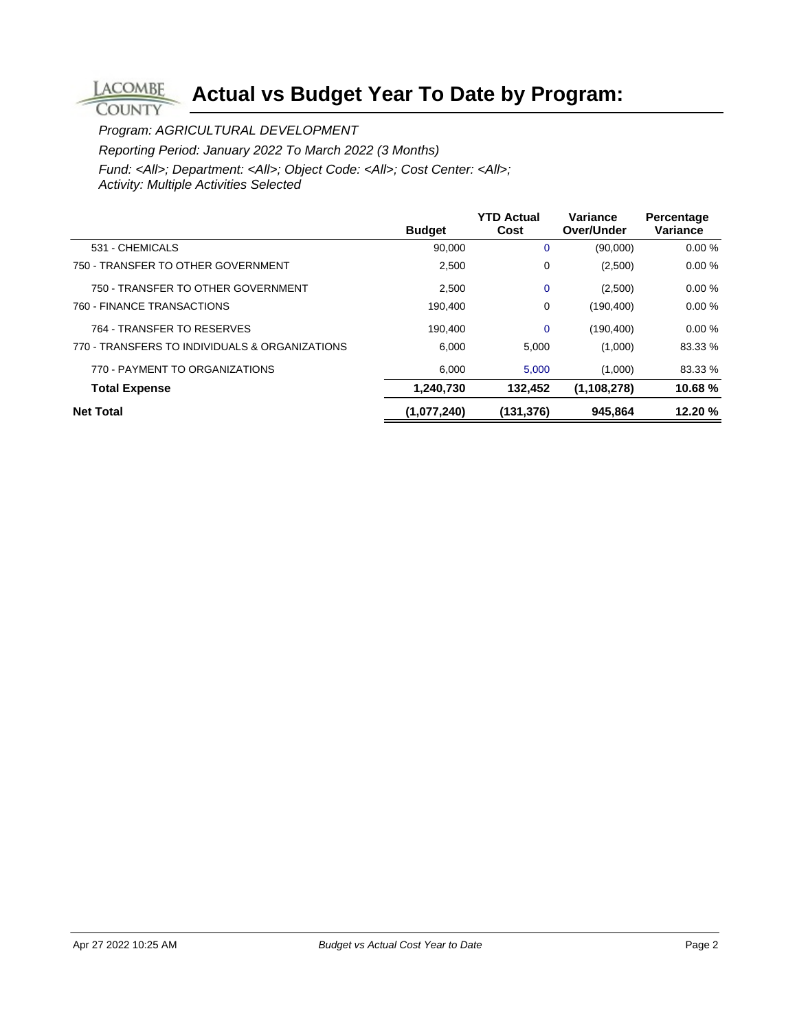# Actual vs Budget Year To Date by Program:

*Program: AGRICULTURAL DEVELOPMENT*

*Reporting Period: January 2022 To March 2022 (3 Months)*

*Fund: <All>; Department: <All>; Object Code: <All>; Cost Center: <All>; Activity: Multiple Activities Selected*

| | Budget | YTD Actual Cost | Variance Over/Under | Percentage Variance |
|---|---|---|---|---|
| 531 - CHEMICALS | 90,000 | 0 | (90,000) | 0.00 % |
| 750 - TRANSFER TO OTHER GOVERNMENT | 2,500 | 0 | (2,500) | 0.00 % |
| 750 - TRANSFER TO OTHER GOVERNMENT | 2,500 | 0 | (2,500) | 0.00 % |
| 760 - FINANCE TRANSACTIONS | 190,400 | 0 | (190,400) | 0.00 % |
| 764 - TRANSFER TO RESERVES | 190,400 | 0 | (190,400) | 0.00 % |
| 770 - TRANSFERS TO INDIVIDUALS & ORGANIZATIONS | 6,000 | 5,000 | (1,000) | 83.33 % |
| 770 - PAYMENT TO ORGANIZATIONS | 6,000 | 5,000 | (1,000) | 83.33 % |
| **Total Expense** | **1,240,730** | **132,452** | **(1,108,278)** | **10.68 %** |
| **Net Total** | **(1,077,240)** | **(131,376)** | **945,864** | **12.20 %** |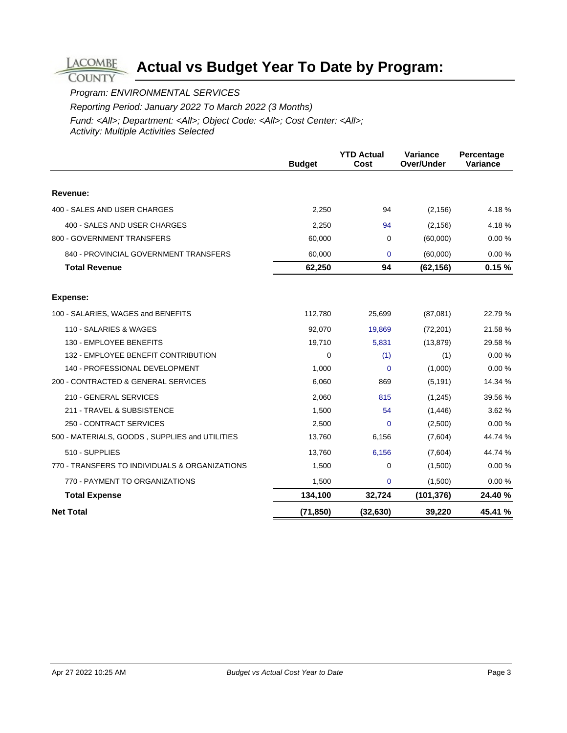# Actual vs Budget Year To Date by Program:

*Program: ENVIRONMENTAL SERVICES*

*Reporting Period: January 2022 To March 2022 (3 Months)*

*Fund: <All>; Department: <All>; Object Code: <All>; Cost Center: <All>; Activity: Multiple Activities Selected*

| | Budget | YTD Actual Cost | Variance Over/Under | Percentage Variance |
|---|---|---|---|---|
| **Revenue:** | | | | |
| 400 - SALES AND USER CHARGES | 2,250 | 94 | (2,156) | 4.18 % |
| 400 - SALES AND USER CHARGES | 2,250 | 94 | (2,156) | 4.18 % |
| 800 - GOVERNMENT TRANSFERS | 60,000 | 0 | (60,000) | 0.00 % |
| 840 - PROVINCIAL GOVERNMENT TRANSFERS | 60,000 | 0 | (60,000) | 0.00 % |
| **Total Revenue** | **62,250** | **94** | **(62,156)** | **0.15 %** |
| **Expense:** | | | | |
| 100 - SALARIES, WAGES and BENEFITS | 112,780 | 25,699 | (87,081) | 22.79 % |
| 110 - SALARIES & WAGES | 92,070 | 19,869 | (72,201) | 21.58 % |
| 130 - EMPLOYEE BENEFITS | 19,710 | 5,831 | (13,879) | 29.58 % |
| 132 - EMPLOYEE BENEFIT CONTRIBUTION | 0 | (1) | (1) | 0.00 % |
| 140 - PROFESSIONAL DEVELOPMENT | 1,000 | 0 | (1,000) | 0.00 % |
| 200 - CONTRACTED & GENERAL SERVICES | 6,060 | 869 | (5,191) | 14.34 % |
| 210 - GENERAL SERVICES | 2,060 | 815 | (1,245) | 39.56 % |
| 211 - TRAVEL & SUBSISTENCE | 1,500 | 54 | (1,446) | 3.62 % |
| 250 - CONTRACT SERVICES | 2,500 | 0 | (2,500) | 0.00 % |
| 500 - MATERIALS, GOODS , SUPPLIES and UTILITIES | 13,760 | 6,156 | (7,604) | 44.74 % |
| 510 - SUPPLIES | 13,760 | 6,156 | (7,604) | 44.74 % |
| 770 - TRANSFERS TO INDIVIDUALS & ORGANIZATIONS | 1,500 | 0 | (1,500) | 0.00 % |
| 770 - PAYMENT TO ORGANIZATIONS | 1,500 | 0 | (1,500) | 0.00 % |
| **Total Expense** | **134,100** | **32,724** | **(101,376)** | **24.40 %** |
| **Net Total** | **(71,850)** | **(32,630)** | **39,220** | **45.41 %** |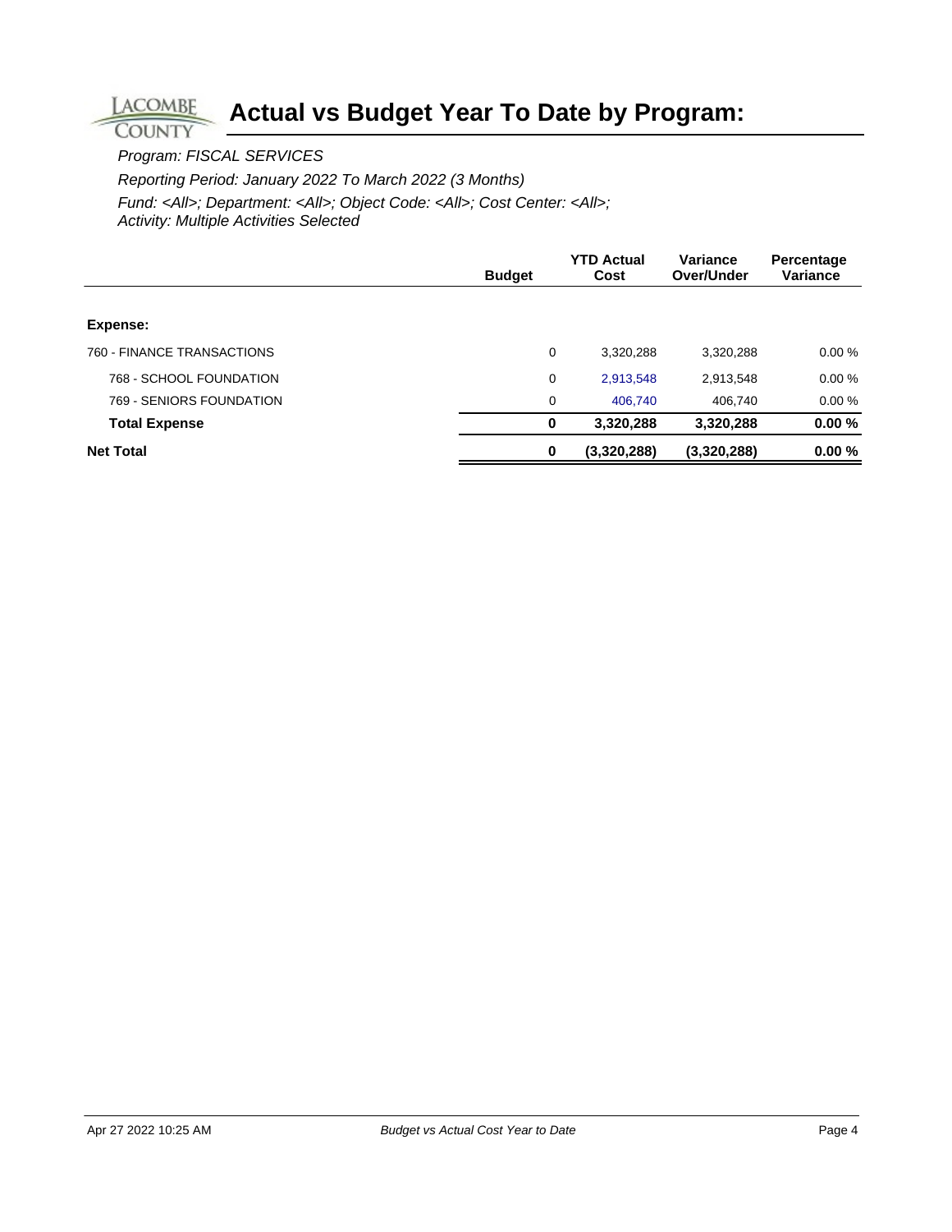# Actual vs Budget Year To Date by Program:

*Program: FISCAL SERVICES*

*Reporting Period: January 2022 To March 2022 (3 Months)*

*Fund: <All>; Department: <All>; Object Code: <All>; Cost Center: <All>; Activity: Multiple Activities Selected*

| | Budget | YTD Actual Cost | Variance Over/Under | Percentage Variance |
|---|---|---|---|---|
| **Expense:** | | | | |
| 760 - FINANCE TRANSACTIONS | 0 | 3,320,288 | 3,320,288 | 0.00 % |
| 768 - SCHOOL FOUNDATION | 0 | 2,913,548 | 2,913,548 | 0.00 % |
| 769 - SENIORS FOUNDATION | 0 | 406,740 | 406,740 | 0.00 % |
| **Total Expense** | **0** | **3,320,288** | **3,320,288** | **0.00 %** |
| **Net Total** | **0** | **(3,320,288)** | **(3,320,288)** | **0.00 %** |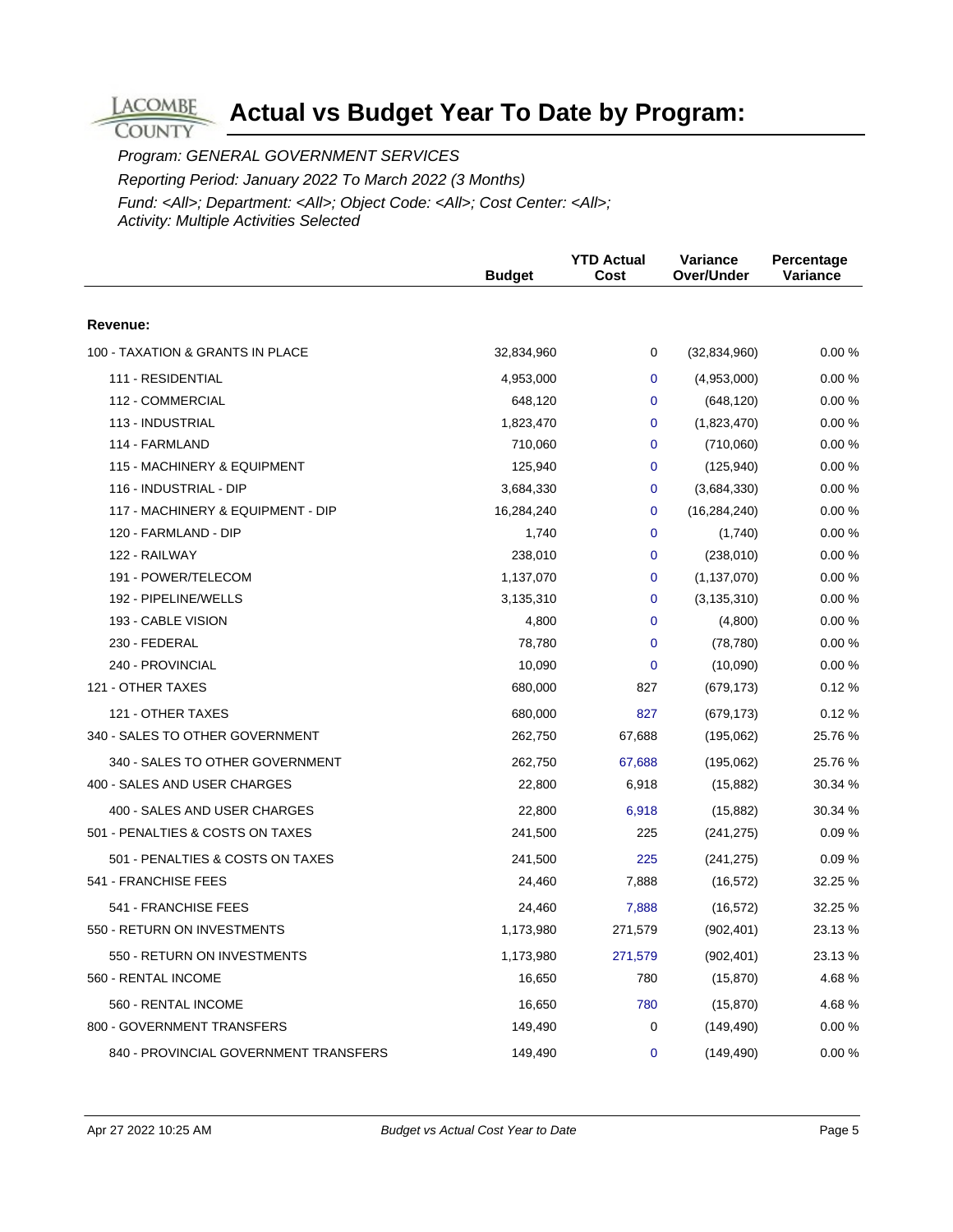LACOMBE COUNTY

# Actual vs Budget Year To Date by Program:

*Program: GENERAL GOVERNMENT SERVICES*

*Reporting Period: January 2022 To March 2022 (3 Months)*

*Fund: <All>; Department: <All>; Object Code: <All>; Cost Center: <All>; Activity: Multiple Activities Selected*

| | Budget | YTD Actual Cost | Variance Over/Under | Percentage Variance |
|---|---|---|---|---|
| **Revenue:** | | | | |
| 100 - TAXATION & GRANTS IN PLACE | 32,834,960 | 0 | (32,834,960) | 0.00 % |
| 111 - RESIDENTIAL | 4,953,000 | 0 | (4,953,000) | 0.00 % |
| 112 - COMMERCIAL | 648,120 | 0 | (648,120) | 0.00 % |
| 113 - INDUSTRIAL | 1,823,470 | 0 | (1,823,470) | 0.00 % |
| 114 - FARMLAND | 710,060 | 0 | (710,060) | 0.00 % |
| 115 - MACHINERY & EQUIPMENT | 125,940 | 0 | (125,940) | 0.00 % |
| 116 - INDUSTRIAL - DIP | 3,684,330 | 0 | (3,684,330) | 0.00 % |
| 117 - MACHINERY & EQUIPMENT - DIP | 16,284,240 | 0 | (16,284,240) | 0.00 % |
| 120 - FARMLAND - DIP | 1,740 | 0 | (1,740) | 0.00 % |
| 122 - RAILWAY | 238,010 | 0 | (238,010) | 0.00 % |
| 191 - POWER/TELECOM | 1,137,070 | 0 | (1,137,070) | 0.00 % |
| 192 - PIPELINE/WELLS | 3,135,310 | 0 | (3,135,310) | 0.00 % |
| 193 - CABLE VISION | 4,800 | 0 | (4,800) | 0.00 % |
| 230 - FEDERAL | 78,780 | 0 | (78,780) | 0.00 % |
| 240 - PROVINCIAL | 10,090 | 0 | (10,090) | 0.00 % |
| 121 - OTHER TAXES | 680,000 | 827 | (679,173) | 0.12 % |
| 121 - OTHER TAXES | 680,000 | 827 | (679,173) | 0.12 % |
| 340 - SALES TO OTHER GOVERNMENT | 262,750 | 67,688 | (195,062) | 25.76 % |
| 340 - SALES TO OTHER GOVERNMENT | 262,750 | 67,688 | (195,062) | 25.76 % |
| 400 - SALES AND USER CHARGES | 22,800 | 6,918 | (15,882) | 30.34 % |
| 400 - SALES AND USER CHARGES | 22,800 | 6,918 | (15,882) | 30.34 % |
| 501 - PENALTIES & COSTS ON TAXES | 241,500 | 225 | (241,275) | 0.09 % |
| 501 - PENALTIES & COSTS ON TAXES | 241,500 | 225 | (241,275) | 0.09 % |
| 541 - FRANCHISE FEES | 24,460 | 7,888 | (16,572) | 32.25 % |
| 541 - FRANCHISE FEES | 24,460 | 7,888 | (16,572) | 32.25 % |
| 550 - RETURN ON INVESTMENTS | 1,173,980 | 271,579 | (902,401) | 23.13 % |
| 550 - RETURN ON INVESTMENTS | 1,173,980 | 271,579 | (902,401) | 23.13 % |
| 560 - RENTAL INCOME | 16,650 | 780 | (15,870) | 4.68 % |
| 560 - RENTAL INCOME | 16,650 | 780 | (15,870) | 4.68 % |
| 800 - GOVERNMENT TRANSFERS | 149,490 | 0 | (149,490) | 0.00 % |
| 840 - PROVINCIAL GOVERNMENT TRANSFERS | 149,490 | 0 | (149,490) | 0.00 % |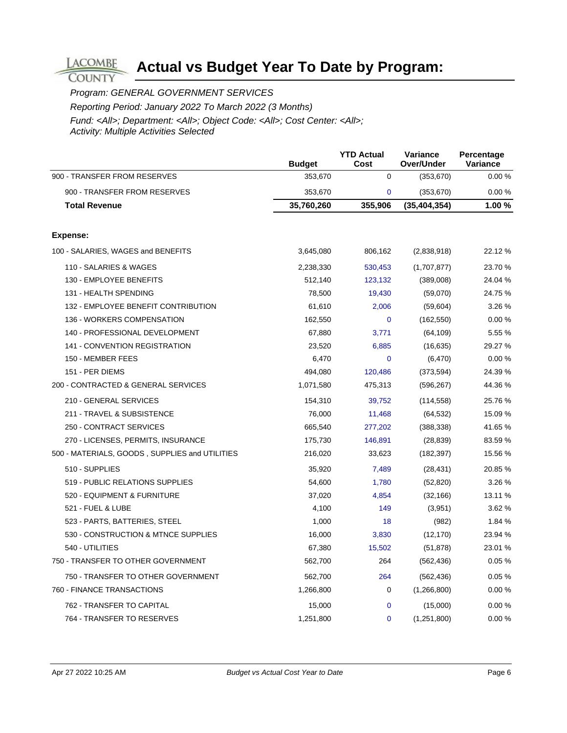# Actual vs Budget Year To Date by Program:

*Program: GENERAL GOVERNMENT SERVICES*

*Reporting Period: January 2022 To March 2022 (3 Months)*

*Fund: <All>; Department: <All>; Object Code: <All>; Cost Center: <All>; Activity: Multiple Activities Selected*

| | Budget | YTD Actual Cost | Variance Over/Under | Percentage Variance |
|---|---|---|---|---|
| 900 - TRANSFER FROM RESERVES | 353,670 | 0 | (353,670) | 0.00 % |
| 900 - TRANSFER FROM RESERVES | 353,670 | 0 | (353,670) | 0.00 % |
| **Total Revenue** | **35,760,260** | **355,906** | **(35,404,354)** | **1.00 %** |
| | | | | |
| **Expense:** | | | | |
| 100 - SALARIES, WAGES and BENEFITS | 3,645,080 | 806,162 | (2,838,918) | 22.12 % |
| 110 - SALARIES & WAGES | 2,238,330 | 530,453 | (1,707,877) | 23.70 % |
| 130 - EMPLOYEE BENEFITS | 512,140 | 123,132 | (389,008) | 24.04 % |
| 131 - HEALTH SPENDING | 78,500 | 19,430 | (59,070) | 24.75 % |
| 132 - EMPLOYEE BENEFIT CONTRIBUTION | 61,610 | 2,006 | (59,604) | 3.26 % |
| 136 - WORKERS COMPENSATION | 162,550 | 0 | (162,550) | 0.00 % |
| 140 - PROFESSIONAL DEVELOPMENT | 67,880 | 3,771 | (64,109) | 5.55 % |
| 141 - CONVENTION REGISTRATION | 23,520 | 6,885 | (16,635) | 29.27 % |
| 150 - MEMBER FEES | 6,470 | 0 | (6,470) | 0.00 % |
| 151 - PER DIEMS | 494,080 | 120,486 | (373,594) | 24.39 % |
| 200 - CONTRACTED & GENERAL SERVICES | 1,071,580 | 475,313 | (596,267) | 44.36 % |
| 210 - GENERAL SERVICES | 154,310 | 39,752 | (114,558) | 25.76 % |
| 211 - TRAVEL & SUBSISTENCE | 76,000 | 11,468 | (64,532) | 15.09 % |
| 250 - CONTRACT SERVICES | 665,540 | 277,202 | (388,338) | 41.65 % |
| 270 - LICENSES, PERMITS, INSURANCE | 175,730 | 146,891 | (28,839) | 83.59 % |
| 500 - MATERIALS, GOODS , SUPPLIES and UTILITIES | 216,020 | 33,623 | (182,397) | 15.56 % |
| 510 - SUPPLIES | 35,920 | 7,489 | (28,431) | 20.85 % |
| 519 - PUBLIC RELATIONS SUPPLIES | 54,600 | 1,780 | (52,820) | 3.26 % |
| 520 - EQUIPMENT & FURNITURE | 37,020 | 4,854 | (32,166) | 13.11 % |
| 521 - FUEL & LUBE | 4,100 | 149 | (3,951) | 3.62 % |
| 523 - PARTS, BATTERIES, STEEL | 1,000 | 18 | (982) | 1.84 % |
| 530 - CONSTRUCTION & MTNCE SUPPLIES | 16,000 | 3,830 | (12,170) | 23.94 % |
| 540 - UTILITIES | 67,380 | 15,502 | (51,878) | 23.01 % |
| 750 - TRANSFER TO OTHER GOVERNMENT | 562,700 | 264 | (562,436) | 0.05 % |
| 750 - TRANSFER TO OTHER GOVERNMENT | 562,700 | 264 | (562,436) | 0.05 % |
| 760 - FINANCE TRANSACTIONS | 1,266,800 | 0 | (1,266,800) | 0.00 % |
| 762 - TRANSFER TO CAPITAL | 15,000 | 0 | (15,000) | 0.00 % |
| 764 - TRANSFER TO RESERVES | 1,251,800 | 0 | (1,251,800) | 0.00 % |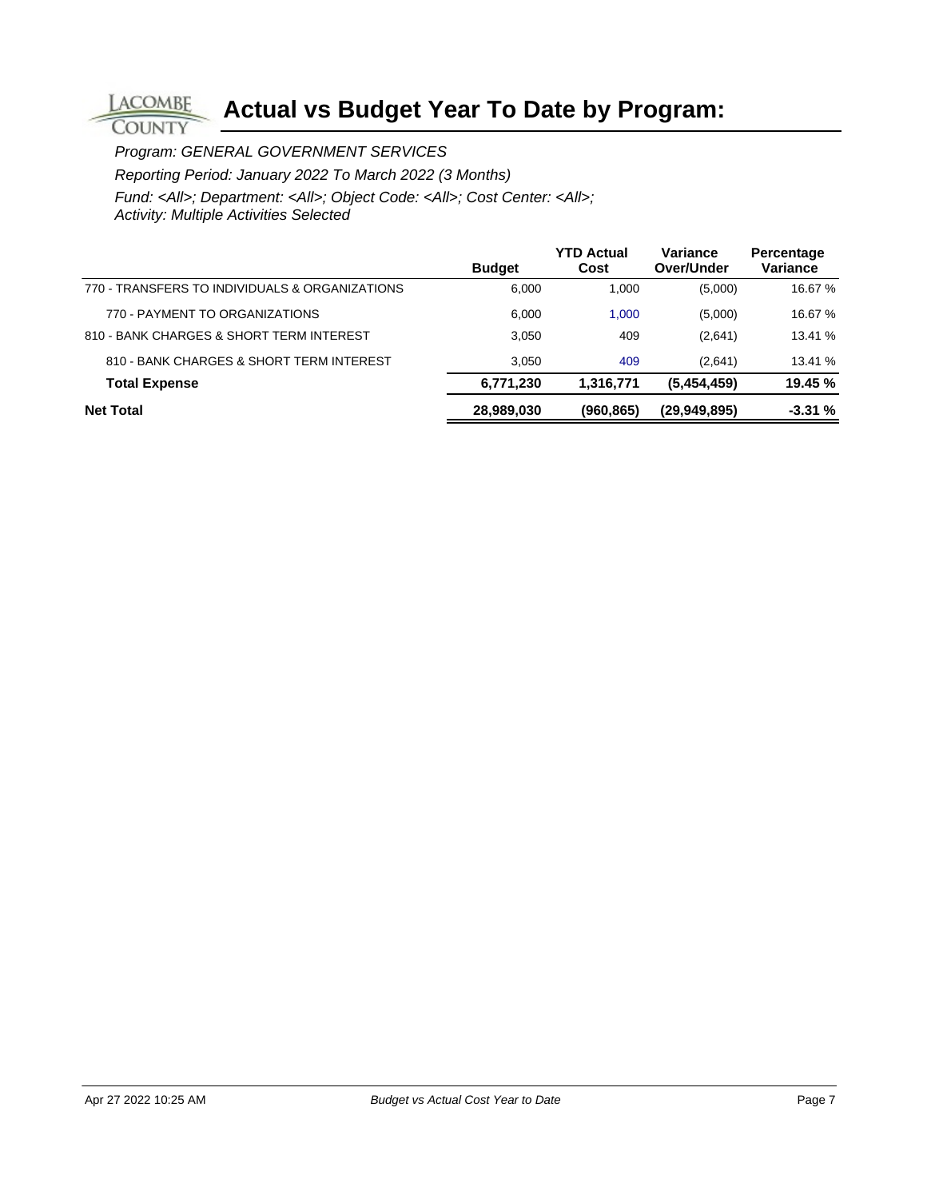# Actual vs Budget Year To Date by Program:

*Program: GENERAL GOVERNMENT SERVICES*

*Reporting Period: January 2022 To March 2022 (3 Months)*

*Fund: <All>; Department: <All>; Object Code: <All>; Cost Center: <All>; Activity: Multiple Activities Selected*

| | Budget | YTD Actual Cost | Variance Over/Under | Percentage Variance |
|---|---|---|---|---|
| 770 - TRANSFERS TO INDIVIDUALS & ORGANIZATIONS | 6,000 | 1,000 | (5,000) | 16.67 % |
| 770 - PAYMENT TO ORGANIZATIONS | 6,000 | 1,000 | (5,000) | 16.67 % |
| 810 - BANK CHARGES & SHORT TERM INTEREST | 3,050 | 409 | (2,641) | 13.41 % |
| 810 - BANK CHARGES & SHORT TERM INTEREST | 3,050 | 409 | (2,641) | 13.41 % |
| **Total Expense** | **6,771,230** | **1,316,771** | **(5,454,459)** | **19.45 %** |
| **Net Total** | **28,989,030** | **(960,865)** | **(29,949,895)** | **-3.31 %** |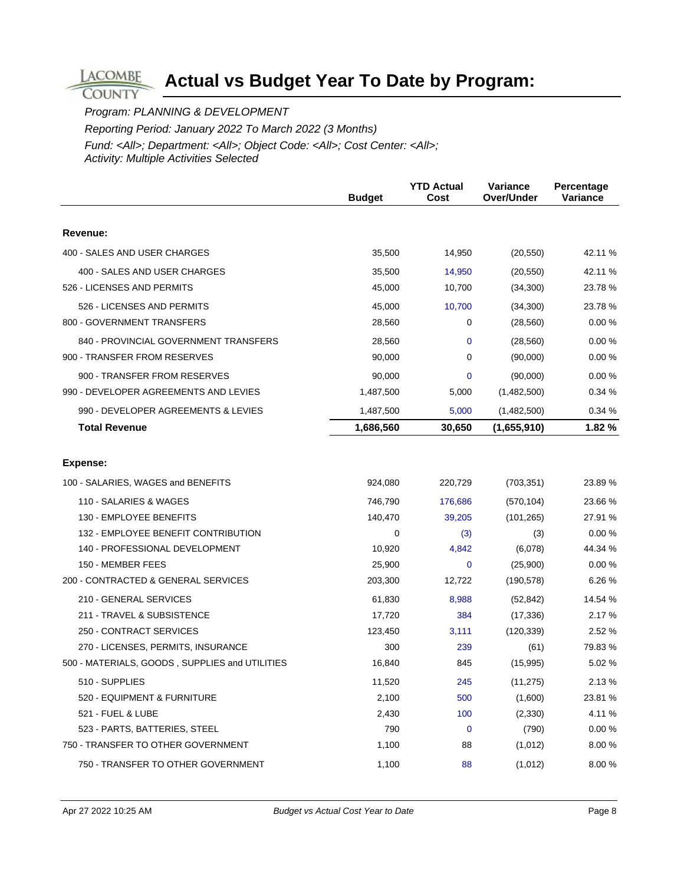# Actual vs Budget Year To Date by Program:

*Program: PLANNING & DEVELOPMENT*

*Reporting Period: January 2022 To March 2022 (3 Months)*

*Fund: <All>; Department: <All>; Object Code: <All>; Cost Center: <All>; Activity: Multiple Activities Selected*

| | Budget | YTD Actual Cost | Variance Over/Under | Percentage Variance |
|---|---|---|---|---|
| **Revenue:** | | | | |
| 400 - SALES AND USER CHARGES | 35,500 | 14,950 | (20,550) | 42.11 % |
| 400 - SALES AND USER CHARGES | 35,500 | 14,950 | (20,550) | 42.11 % |
| 526 - LICENSES AND PERMITS | 45,000 | 10,700 | (34,300) | 23.78 % |
| 526 - LICENSES AND PERMITS | 45,000 | 10,700 | (34,300) | 23.78 % |
| 800 - GOVERNMENT TRANSFERS | 28,560 | 0 | (28,560) | 0.00 % |
| 840 - PROVINCIAL GOVERNMENT TRANSFERS | 28,560 | 0 | (28,560) | 0.00 % |
| 900 - TRANSFER FROM RESERVES | 90,000 | 0 | (90,000) | 0.00 % |
| 900 - TRANSFER FROM RESERVES | 90,000 | 0 | (90,000) | 0.00 % |
| 990 - DEVELOPER AGREEMENTS AND LEVIES | 1,487,500 | 5,000 | (1,482,500) | 0.34 % |
| 990 - DEVELOPER AGREEMENTS & LEVIES | 1,487,500 | 5,000 | (1,482,500) | 0.34 % |
| **Total Revenue** | **1,686,560** | **30,650** | **(1,655,910)** | **1.82 %** |
| **Expense:** | | | | |
| 100 - SALARIES, WAGES and BENEFITS | 924,080 | 220,729 | (703,351) | 23.89 % |
| 110 - SALARIES & WAGES | 746,790 | 176,686 | (570,104) | 23.66 % |
| 130 - EMPLOYEE BENEFITS | 140,470 | 39,205 | (101,265) | 27.91 % |
| 132 - EMPLOYEE BENEFIT CONTRIBUTION | 0 | (3) | (3) | 0.00 % |
| 140 - PROFESSIONAL DEVELOPMENT | 10,920 | 4,842 | (6,078) | 44.34 % |
| 150 - MEMBER FEES | 25,900 | 0 | (25,900) | 0.00 % |
| 200 - CONTRACTED & GENERAL SERVICES | 203,300 | 12,722 | (190,578) | 6.26 % |
| 210 - GENERAL SERVICES | 61,830 | 8,988 | (52,842) | 14.54 % |
| 211 - TRAVEL & SUBSISTENCE | 17,720 | 384 | (17,336) | 2.17 % |
| 250 - CONTRACT SERVICES | 123,450 | 3,111 | (120,339) | 2.52 % |
| 270 - LICENSES, PERMITS, INSURANCE | 300 | 239 | (61) | 79.83 % |
| 500 - MATERIALS, GOODS , SUPPLIES and UTILITIES | 16,840 | 845 | (15,995) | 5.02 % |
| 510 - SUPPLIES | 11,520 | 245 | (11,275) | 2.13 % |
| 520 - EQUIPMENT & FURNITURE | 2,100 | 500 | (1,600) | 23.81 % |
| 521 - FUEL & LUBE | 2,430 | 100 | (2,330) | 4.11 % |
| 523 - PARTS, BATTERIES, STEEL | 790 | 0 | (790) | 0.00 % |
| 750 - TRANSFER TO OTHER GOVERNMENT | 1,100 | 88 | (1,012) | 8.00 % |
| 750 - TRANSFER TO OTHER GOVERNMENT | 1,100 | 88 | (1,012) | 8.00 % |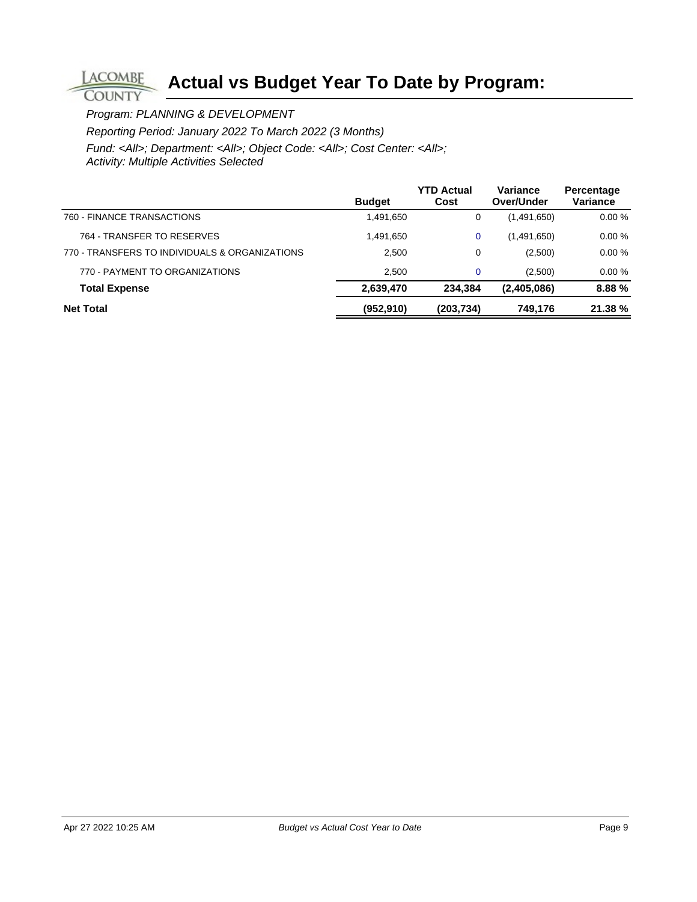# Actual vs Budget Year To Date by Program:

*Program: PLANNING & DEVELOPMENT*

*Reporting Period: January 2022 To March 2022 (3 Months)*

*Fund: <All>; Department: <All>; Object Code: <All>; Cost Center: <All>; Activity: Multiple Activities Selected*

| | Budget | YTD Actual Cost | Variance Over/Under | Percentage Variance |
|---|---|---|---|---|
| 760 - FINANCE TRANSACTIONS | 1,491,650 | 0 | (1,491,650) | 0.00 % |
| 764 - TRANSFER TO RESERVES | 1,491,650 | 0 | (1,491,650) | 0.00 % |
| 770 - TRANSFERS TO INDIVIDUALS & ORGANIZATIONS | 2,500 | 0 | (2,500) | 0.00 % |
| 770 - PAYMENT TO ORGANIZATIONS | 2,500 | 0 | (2,500) | 0.00 % |
| **Total Expense** | **2,639,470** | **234,384** | **(2,405,086)** | **8.88 %** |
| **Net Total** | **(952,910)** | **(203,734)** | **749,176** | **21.38 %** |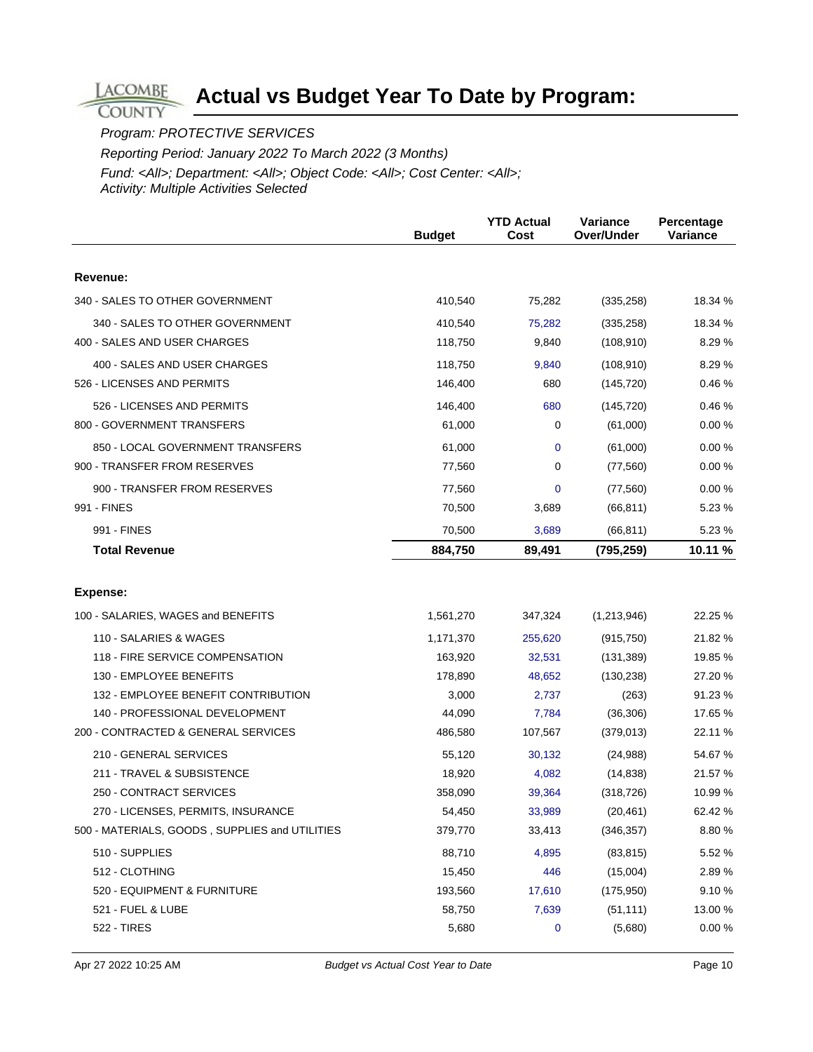# Actual vs Budget Year To Date by Program:

*Program: PROTECTIVE SERVICES*

*Reporting Period: January 2022 To March 2022 (3 Months)*

*Fund: <All>; Department: <All>; Object Code: <All>; Cost Center: <All>; Activity: Multiple Activities Selected*

| | Budget | YTD Actual Cost | Variance Over/Under | Percentage Variance |
|---|---|---|---|---|
| **Revenue:** | | | | |
| 340 - SALES TO OTHER GOVERNMENT | 410,540 | 75,282 | (335,258) | 18.34 % |
| 340 - SALES TO OTHER GOVERNMENT | 410,540 | 75,282 | (335,258) | 18.34 % |
| 400 - SALES AND USER CHARGES | 118,750 | 9,840 | (108,910) | 8.29 % |
| 400 - SALES AND USER CHARGES | 118,750 | 9,840 | (108,910) | 8.29 % |
| 526 - LICENSES AND PERMITS | 146,400 | 680 | (145,720) | 0.46 % |
| 526 - LICENSES AND PERMITS | 146,400 | 680 | (145,720) | 0.46 % |
| 800 - GOVERNMENT TRANSFERS | 61,000 | 0 | (61,000) | 0.00 % |
| 850 - LOCAL GOVERNMENT TRANSFERS | 61,000 | 0 | (61,000) | 0.00 % |
| 900 - TRANSFER FROM RESERVES | 77,560 | 0 | (77,560) | 0.00 % |
| 900 - TRANSFER FROM RESERVES | 77,560 | 0 | (77,560) | 0.00 % |
| 991 - FINES | 70,500 | 3,689 | (66,811) | 5.23 % |
| 991 - FINES | 70,500 | 3,689 | (66,811) | 5.23 % |
| **Total Revenue** | **884,750** | **89,491** | **(795,259)** | **10.11 %** |
| **Expense:** | | | | |
| 100 - SALARIES, WAGES and BENEFITS | 1,561,270 | 347,324 | (1,213,946) | 22.25 % |
| 110 - SALARIES & WAGES | 1,171,370 | 255,620 | (915,750) | 21.82 % |
| 118 - FIRE SERVICE COMPENSATION | 163,920 | 32,531 | (131,389) | 19.85 % |
| 130 - EMPLOYEE BENEFITS | 178,890 | 48,652 | (130,238) | 27.20 % |
| 132 - EMPLOYEE BENEFIT CONTRIBUTION | 3,000 | 2,737 | (263) | 91.23 % |
| 140 - PROFESSIONAL DEVELOPMENT | 44,090 | 7,784 | (36,306) | 17.65 % |
| 200 - CONTRACTED & GENERAL SERVICES | 486,580 | 107,567 | (379,013) | 22.11 % |
| 210 - GENERAL SERVICES | 55,120 | 30,132 | (24,988) | 54.67 % |
| 211 - TRAVEL & SUBSISTENCE | 18,920 | 4,082 | (14,838) | 21.57 % |
| 250 - CONTRACT SERVICES | 358,090 | 39,364 | (318,726) | 10.99 % |
| 270 - LICENSES, PERMITS, INSURANCE | 54,450 | 33,989 | (20,461) | 62.42 % |
| 500 - MATERIALS, GOODS , SUPPLIES and UTILITIES | 379,770 | 33,413 | (346,357) | 8.80 % |
| 510 - SUPPLIES | 88,710 | 4,895 | (83,815) | 5.52 % |
| 512 - CLOTHING | 15,450 | 446 | (15,004) | 2.89 % |
| 520 - EQUIPMENT & FURNITURE | 193,560 | 17,610 | (175,950) | 9.10 % |
| 521 - FUEL & LUBE | 58,750 | 7,639 | (51,111) | 13.00 % |
| 522 - TIRES | 5,680 | 0 | (5,680) | 0.00 % |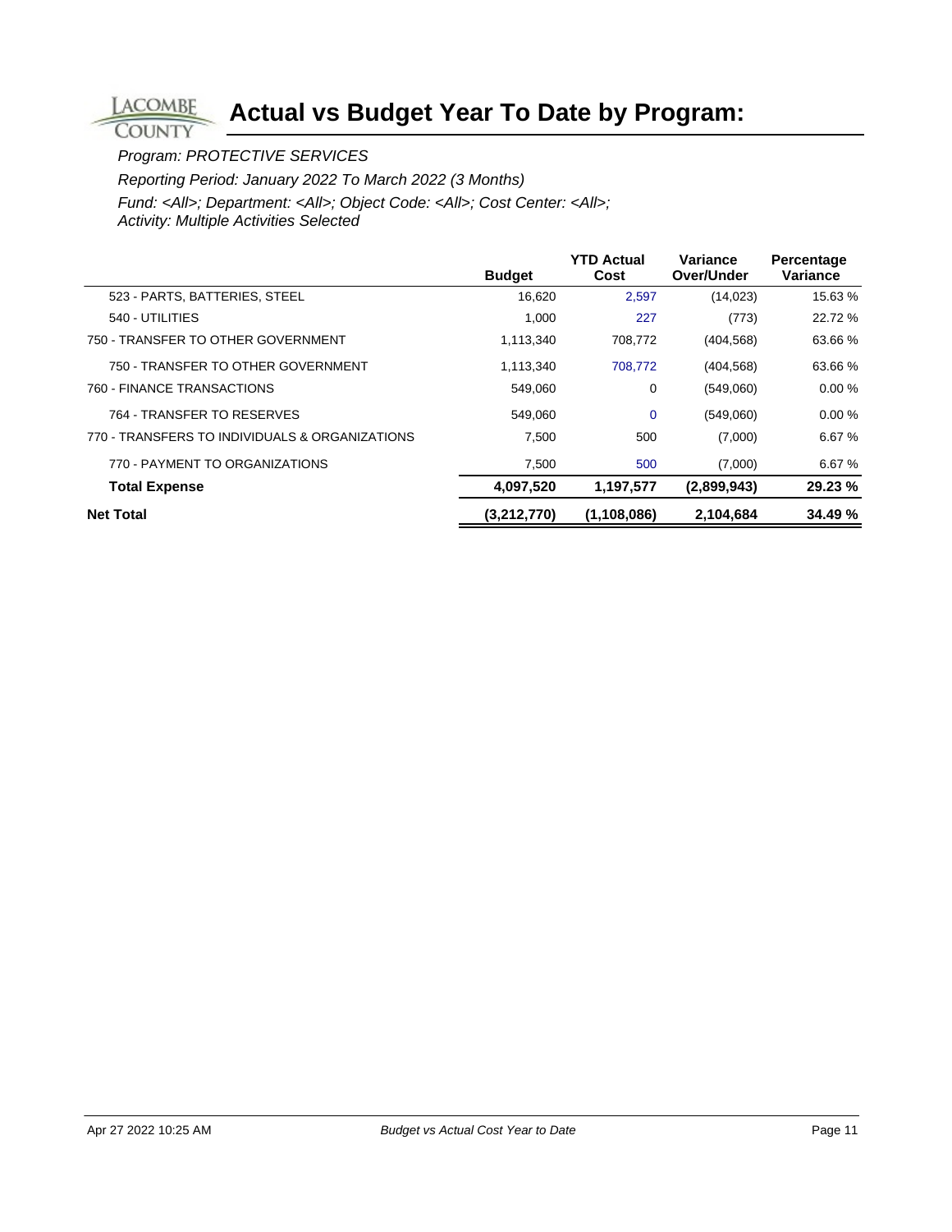# Actual vs Budget Year To Date by Program:

*Program: PROTECTIVE SERVICES*

*Reporting Period: January 2022 To March 2022 (3 Months)*

*Fund: <All>; Department: <All>; Object Code: <All>; Cost Center: <All>; Activity: Multiple Activities Selected*

| | Budget | YTD Actual Cost | Variance Over/Under | Percentage Variance |
|---|---|---|---|---|
| 523 - PARTS, BATTERIES, STEEL | 16,620 | 2,597 | (14,023) | 15.63 % |
| 540 - UTILITIES | 1,000 | 227 | (773) | 22.72 % |
| 750 - TRANSFER TO OTHER GOVERNMENT | 1,113,340 | 708,772 | (404,568) | 63.66 % |
| 750 - TRANSFER TO OTHER GOVERNMENT | 1,113,340 | 708,772 | (404,568) | 63.66 % |
| 760 - FINANCE TRANSACTIONS | 549,060 | 0 | (549,060) | 0.00 % |
| 764 - TRANSFER TO RESERVES | 549,060 | 0 | (549,060) | 0.00 % |
| 770 - TRANSFERS TO INDIVIDUALS & ORGANIZATIONS | 7,500 | 500 | (7,000) | 6.67 % |
| 770 - PAYMENT TO ORGANIZATIONS | 7,500 | 500 | (7,000) | 6.67 % |
| **Total Expense** | **4,097,520** | **1,197,577** | **(2,899,943)** | **29.23 %** |
| **Net Total** | **(3,212,770)** | **(1,108,086)** | **2,104,684** | **34.49 %** |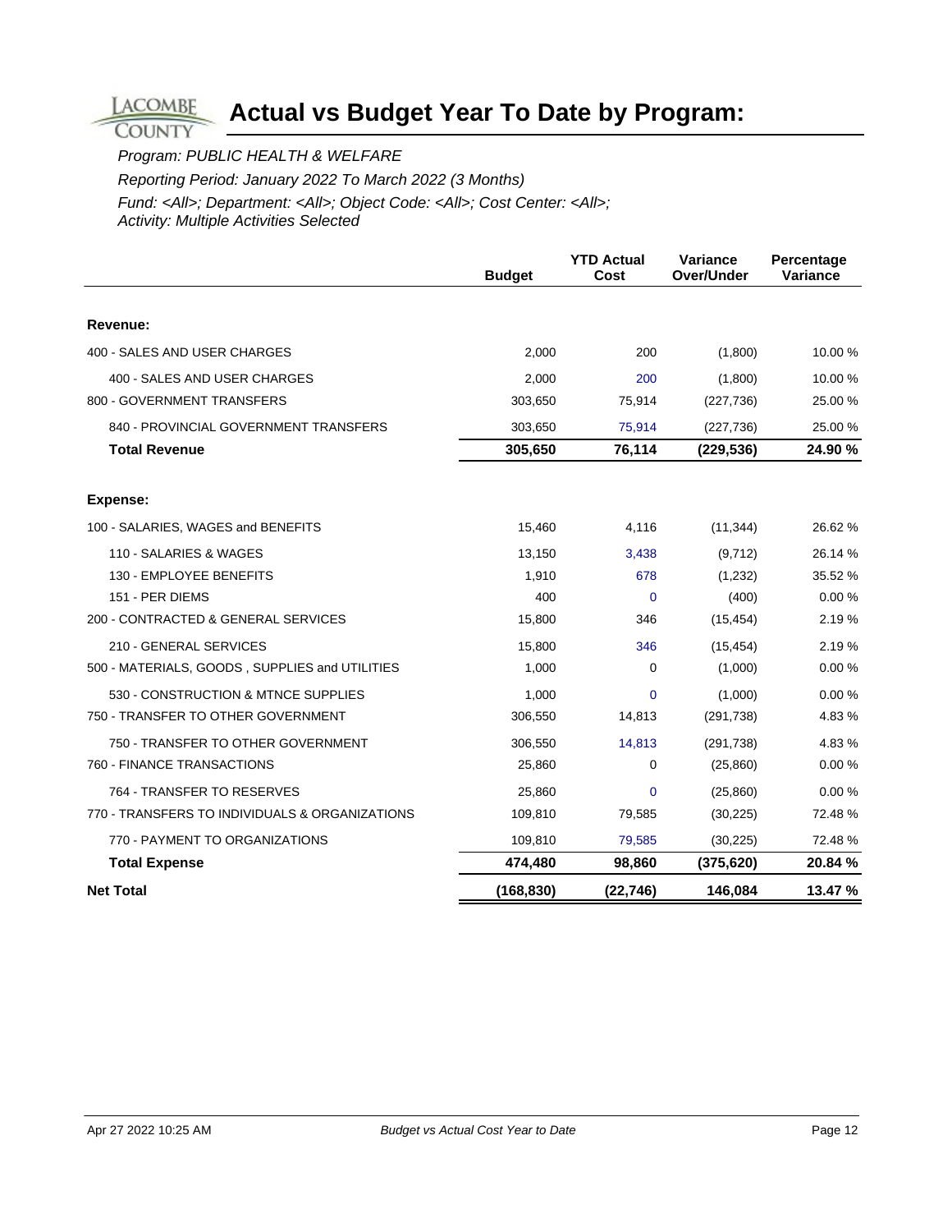# Actual vs Budget Year To Date by Program:

*Program: PUBLIC HEALTH & WELFARE*

*Reporting Period: January 2022 To March 2022 (3 Months)*

*Fund: <All>; Department: <All>; Object Code: <All>; Cost Center: <All>; Activity: Multiple Activities Selected*

| | Budget | YTD Actual Cost | Variance Over/Under | Percentage Variance |
|---|---|---|---|---|
| **Revenue:** | | | | |
| 400 - SALES AND USER CHARGES | 2,000 | 200 | (1,800) | 10.00 % |
| 400 - SALES AND USER CHARGES | 2,000 | 200 | (1,800) | 10.00 % |
| 800 - GOVERNMENT TRANSFERS | 303,650 | 75,914 | (227,736) | 25.00 % |
| 840 - PROVINCIAL GOVERNMENT TRANSFERS | 303,650 | 75,914 | (227,736) | 25.00 % |
| **Total Revenue** | **305,650** | **76,114** | **(229,536)** | **24.90 %** |
| **Expense:** | | | | |
| 100 - SALARIES, WAGES and BENEFITS | 15,460 | 4,116 | (11,344) | 26.62 % |
| 110 - SALARIES & WAGES | 13,150 | 3,438 | (9,712) | 26.14 % |
| 130 - EMPLOYEE BENEFITS | 1,910 | 678 | (1,232) | 35.52 % |
| 151 - PER DIEMS | 400 | 0 | (400) | 0.00 % |
| 200 - CONTRACTED & GENERAL SERVICES | 15,800 | 346 | (15,454) | 2.19 % |
| 210 - GENERAL SERVICES | 15,800 | 346 | (15,454) | 2.19 % |
| 500 - MATERIALS, GOODS , SUPPLIES and UTILITIES | 1,000 | 0 | (1,000) | 0.00 % |
| 530 - CONSTRUCTION & MTNCE SUPPLIES | 1,000 | 0 | (1,000) | 0.00 % |
| 750 - TRANSFER TO OTHER GOVERNMENT | 306,550 | 14,813 | (291,738) | 4.83 % |
| 750 - TRANSFER TO OTHER GOVERNMENT | 306,550 | 14,813 | (291,738) | 4.83 % |
| 760 - FINANCE TRANSACTIONS | 25,860 | 0 | (25,860) | 0.00 % |
| 764 - TRANSFER TO RESERVES | 25,860 | 0 | (25,860) | 0.00 % |
| 770 - TRANSFERS TO INDIVIDUALS & ORGANIZATIONS | 109,810 | 79,585 | (30,225) | 72.48 % |
| 770 - PAYMENT TO ORGANIZATIONS | 109,810 | 79,585 | (30,225) | 72.48 % |
| **Total Expense** | **474,480** | **98,860** | **(375,620)** | **20.84 %** |
| **Net Total** | **(168,830)** | **(22,746)** | **146,084** | **13.47 %** |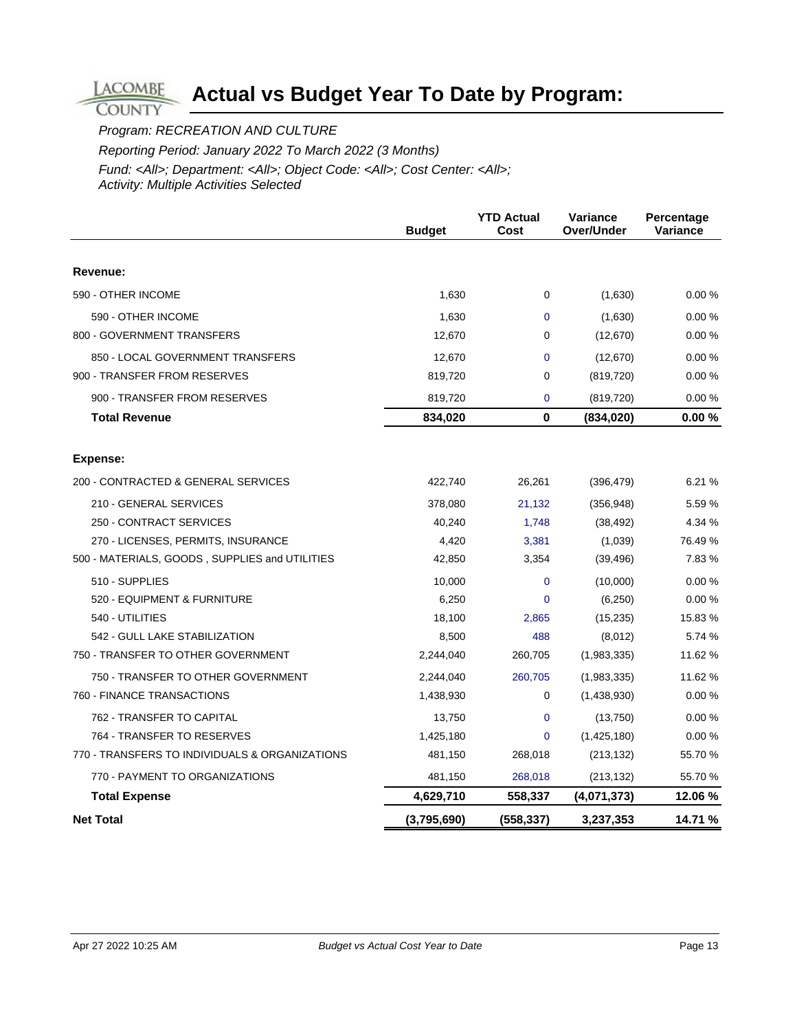# Actual vs Budget Year To Date by Program:

*Program: RECREATION AND CULTURE*

*Reporting Period: January 2022 To March 2022 (3 Months)*

*Fund: <All>; Department: <All>; Object Code: <All>; Cost Center: <All>; Activity: Multiple Activities Selected*

| | Budget | YTD Actual Cost | Variance Over/Under | Percentage Variance |
|---|---|---|---|---|
| **Revenue:** | | | | |
| 590 - OTHER INCOME | 1,630 | 0 | (1,630) | 0.00 % |
| 590 - OTHER INCOME | 1,630 | 0 | (1,630) | 0.00 % |
| 800 - GOVERNMENT TRANSFERS | 12,670 | 0 | (12,670) | 0.00 % |
| 850 - LOCAL GOVERNMENT TRANSFERS | 12,670 | 0 | (12,670) | 0.00 % |
| 900 - TRANSFER FROM RESERVES | 819,720 | 0 | (819,720) | 0.00 % |
| 900 - TRANSFER FROM RESERVES | 819,720 | 0 | (819,720) | 0.00 % |
| **Total Revenue** | **834,020** | **0** | **(834,020)** | **0.00 %** |
| **Expense:** | | | | |
| 200 - CONTRACTED & GENERAL SERVICES | 422,740 | 26,261 | (396,479) | 6.21 % |
| 210 - GENERAL SERVICES | 378,080 | 21,132 | (356,948) | 5.59 % |
| 250 - CONTRACT SERVICES | 40,240 | 1,748 | (38,492) | 4.34 % |
| 270 - LICENSES, PERMITS, INSURANCE | 4,420 | 3,381 | (1,039) | 76.49 % |
| 500 - MATERIALS, GOODS , SUPPLIES and UTILITIES | 42,850 | 3,354 | (39,496) | 7.83 % |
| 510 - SUPPLIES | 10,000 | 0 | (10,000) | 0.00 % |
| 520 - EQUIPMENT & FURNITURE | 6,250 | 0 | (6,250) | 0.00 % |
| 540 - UTILITIES | 18,100 | 2,865 | (15,235) | 15.83 % |
| 542 - GULL LAKE STABILIZATION | 8,500 | 488 | (8,012) | 5.74 % |
| 750 - TRANSFER TO OTHER GOVERNMENT | 2,244,040 | 260,705 | (1,983,335) | 11.62 % |
| 750 - TRANSFER TO OTHER GOVERNMENT | 2,244,040 | 260,705 | (1,983,335) | 11.62 % |
| 760 - FINANCE TRANSACTIONS | 1,438,930 | 0 | (1,438,930) | 0.00 % |
| 762 - TRANSFER TO CAPITAL | 13,750 | 0 | (13,750) | 0.00 % |
| 764 - TRANSFER TO RESERVES | 1,425,180 | 0 | (1,425,180) | 0.00 % |
| 770 - TRANSFERS TO INDIVIDUALS & ORGANIZATIONS | 481,150 | 268,018 | (213,132) | 55.70 % |
| 770 - PAYMENT TO ORGANIZATIONS | 481,150 | 268,018 | (213,132) | 55.70 % |
| **Total Expense** | **4,629,710** | **558,337** | **(4,071,373)** | **12.06 %** |
| **Net Total** | **(3,795,690)** | **(558,337)** | **3,237,353** | **14.71 %** |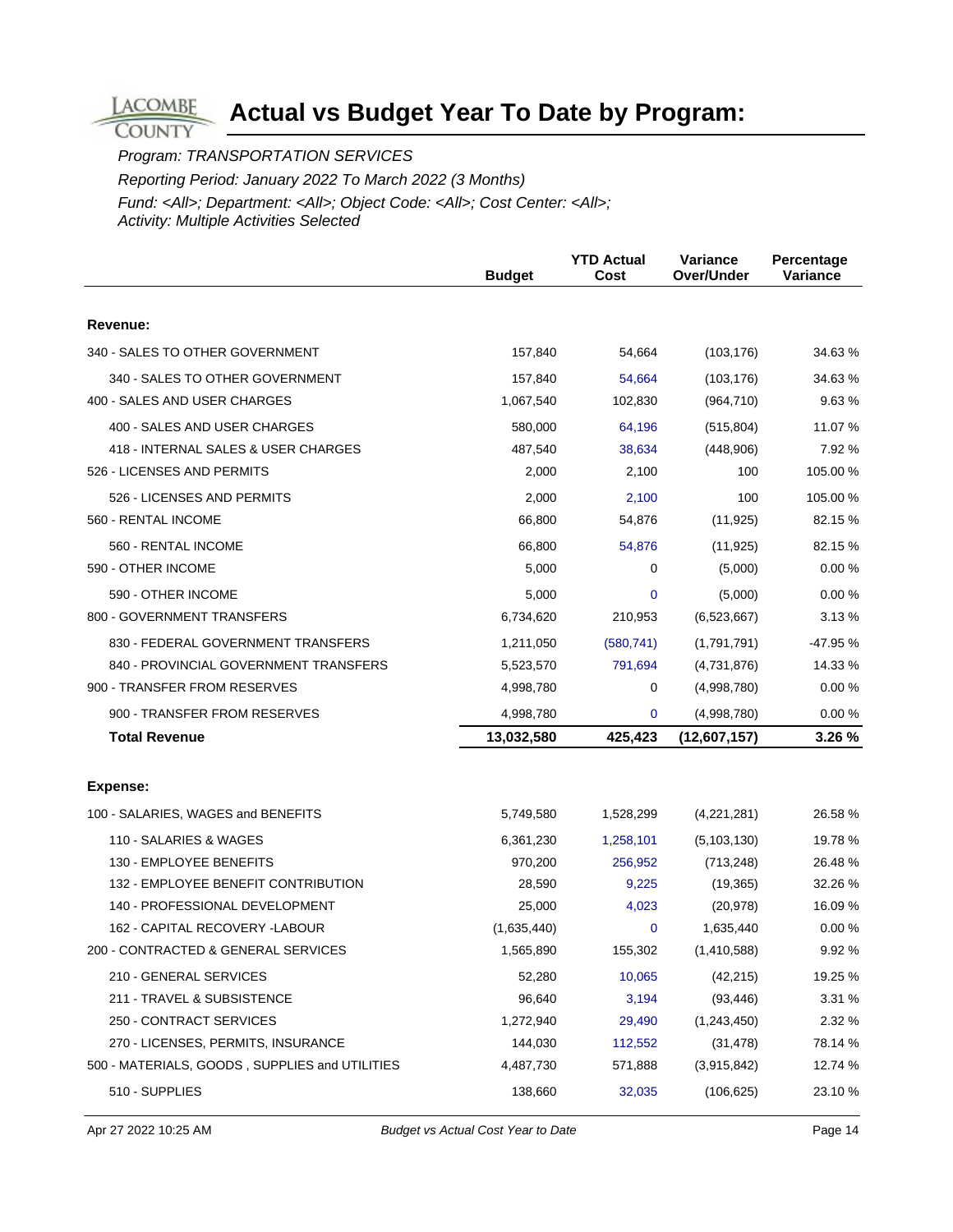# Actual vs Budget Year To Date by Program:

*Program: TRANSPORTATION SERVICES*

*Reporting Period: January 2022 To March 2022 (3 Months)*

*Fund: <All>; Department: <All>; Object Code: <All>; Cost Center: <All>; Activity: Multiple Activities Selected*

| | Budget | YTD Actual Cost | Variance Over/Under | Percentage Variance |
|---|---|---|---|---|
| **Revenue:** | | | | |
| 340 - SALES TO OTHER GOVERNMENT | 157,840 | 54,664 | (103,176) | 34.63 % |
| 340 - SALES TO OTHER GOVERNMENT | 157,840 | 54,664 | (103,176) | 34.63 % |
| 400 - SALES AND USER CHARGES | 1,067,540 | 102,830 | (964,710) | 9.63 % |
| 400 - SALES AND USER CHARGES | 580,000 | 64,196 | (515,804) | 11.07 % |
| 418 - INTERNAL SALES & USER CHARGES | 487,540 | 38,634 | (448,906) | 7.92 % |
| 526 - LICENSES AND PERMITS | 2,000 | 2,100 | 100 | 105.00 % |
| 526 - LICENSES AND PERMITS | 2,000 | 2,100 | 100 | 105.00 % |
| 560 - RENTAL INCOME | 66,800 | 54,876 | (11,925) | 82.15 % |
| 560 - RENTAL INCOME | 66,800 | 54,876 | (11,925) | 82.15 % |
| 590 - OTHER INCOME | 5,000 | 0 | (5,000) | 0.00 % |
| 590 - OTHER INCOME | 5,000 | 0 | (5,000) | 0.00 % |
| 800 - GOVERNMENT TRANSFERS | 6,734,620 | 210,953 | (6,523,667) | 3.13 % |
| 830 - FEDERAL GOVERNMENT TRANSFERS | 1,211,050 | (580,741) | (1,791,791) | -47.95 % |
| 840 - PROVINCIAL GOVERNMENT TRANSFERS | 5,523,570 | 791,694 | (4,731,876) | 14.33 % |
| 900 - TRANSFER FROM RESERVES | 4,998,780 | 0 | (4,998,780) | 0.00 % |
| 900 - TRANSFER FROM RESERVES | 4,998,780 | 0 | (4,998,780) | 0.00 % |
| **Total Revenue** | **13,032,580** | **425,423** | **(12,607,157)** | **3.26 %** |
| **Expense:** | | | | |
| 100 - SALARIES, WAGES and BENEFITS | 5,749,580 | 1,528,299 | (4,221,281) | 26.58 % |
| 110 - SALARIES & WAGES | 6,361,230 | 1,258,101 | (5,103,130) | 19.78 % |
| 130 - EMPLOYEE BENEFITS | 970,200 | 256,952 | (713,248) | 26.48 % |
| 132 - EMPLOYEE BENEFIT CONTRIBUTION | 28,590 | 9,225 | (19,365) | 32.26 % |
| 140 - PROFESSIONAL DEVELOPMENT | 25,000 | 4,023 | (20,978) | 16.09 % |
| 162 - CAPITAL RECOVERY -LABOUR | (1,635,440) | 0 | 1,635,440 | 0.00 % |
| 200 - CONTRACTED & GENERAL SERVICES | 1,565,890 | 155,302 | (1,410,588) | 9.92 % |
| 210 - GENERAL SERVICES | 52,280 | 10,065 | (42,215) | 19.25 % |
| 211 - TRAVEL & SUBSISTENCE | 96,640 | 3,194 | (93,446) | 3.31 % |
| 250 - CONTRACT SERVICES | 1,272,940 | 29,490 | (1,243,450) | 2.32 % |
| 270 - LICENSES, PERMITS, INSURANCE | 144,030 | 112,552 | (31,478) | 78.14 % |
| 500 - MATERIALS, GOODS , SUPPLIES and UTILITIES | 4,487,730 | 571,888 | (3,915,842) | 12.74 % |
| 510 - SUPPLIES | 138,660 | 32,035 | (106,625) | 23.10 % |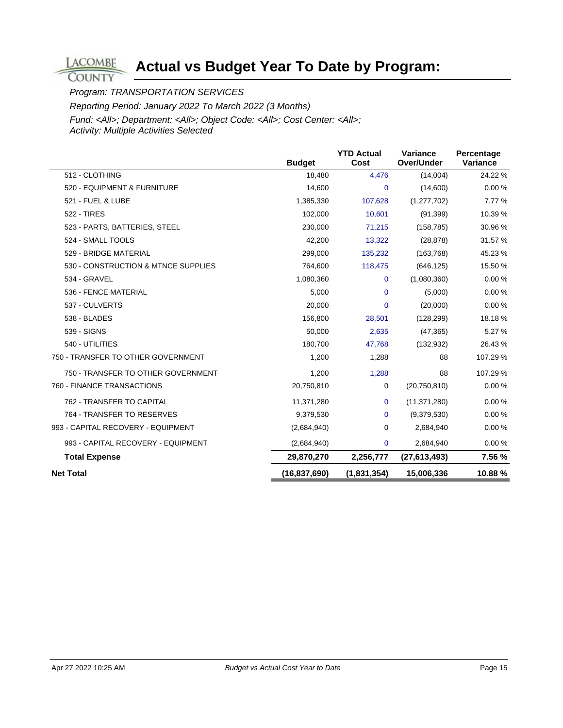# Actual vs Budget Year To Date by Program:

*Program: TRANSPORTATION SERVICES*

*Reporting Period: January 2022 To March 2022 (3 Months)*

*Fund: <All>; Department: <All>; Object Code: <All>; Cost Center: <All>; Activity: Multiple Activities Selected*

| | Budget | YTD Actual Cost | Variance Over/Under | Percentage Variance |
|---|---|---|---|---|
| 512 - CLOTHING | 18,480 | 4,476 | (14,004) | 24.22 % |
| 520 - EQUIPMENT & FURNITURE | 14,600 | 0 | (14,600) | 0.00 % |
| 521 - FUEL & LUBE | 1,385,330 | 107,628 | (1,277,702) | 7.77 % |
| 522 - TIRES | 102,000 | 10,601 | (91,399) | 10.39 % |
| 523 - PARTS, BATTERIES, STEEL | 230,000 | 71,215 | (158,785) | 30.96 % |
| 524 - SMALL TOOLS | 42,200 | 13,322 | (28,878) | 31.57 % |
| 529 - BRIDGE MATERIAL | 299,000 | 135,232 | (163,768) | 45.23 % |
| 530 - CONSTRUCTION & MTNCE SUPPLIES | 764,600 | 118,475 | (646,125) | 15.50 % |
| 534 - GRAVEL | 1,080,360 | 0 | (1,080,360) | 0.00 % |
| 536 - FENCE MATERIAL | 5,000 | 0 | (5,000) | 0.00 % |
| 537 - CULVERTS | 20,000 | 0 | (20,000) | 0.00 % |
| 538 - BLADES | 156,800 | 28,501 | (128,299) | 18.18 % |
| 539 - SIGNS | 50,000 | 2,635 | (47,365) | 5.27 % |
| 540 - UTILITIES | 180,700 | 47,768 | (132,932) | 26.43 % |
| 750 - TRANSFER TO OTHER GOVERNMENT | 1,200 | 1,288 | 88 | 107.29 % |
| 750 - TRANSFER TO OTHER GOVERNMENT | 1,200 | 1,288 | 88 | 107.29 % |
| 760 - FINANCE TRANSACTIONS | 20,750,810 | 0 | (20,750,810) | 0.00 % |
| 762 - TRANSFER TO CAPITAL | 11,371,280 | 0 | (11,371,280) | 0.00 % |
| 764 - TRANSFER TO RESERVES | 9,379,530 | 0 | (9,379,530) | 0.00 % |
| 993 - CAPITAL RECOVERY - EQUIPMENT | (2,684,940) | 0 | 2,684,940 | 0.00 % |
| 993 - CAPITAL RECOVERY - EQUIPMENT | (2,684,940) | 0 | 2,684,940 | 0.00 % |
| **Total Expense** | **29,870,270** | **2,256,777** | **(27,613,493)** | **7.56 %** |
| **Net Total** | **(16,837,690)** | **(1,831,354)** | **15,006,336** | **10.88 %** |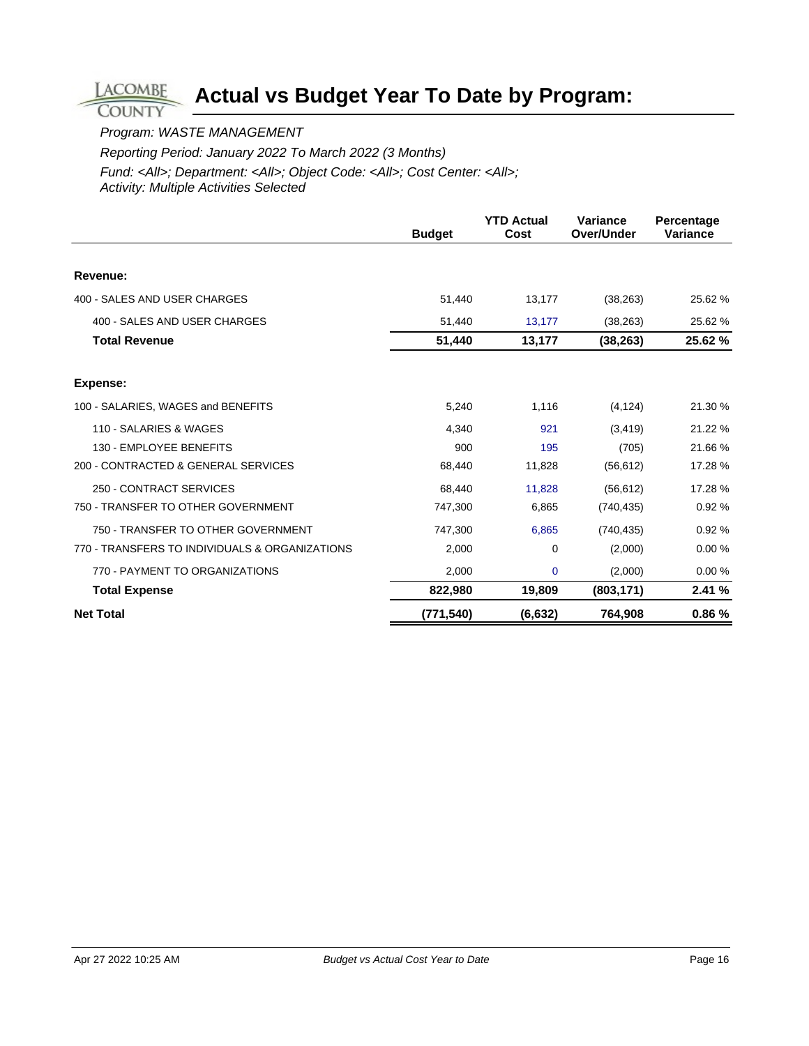# Actual vs Budget Year To Date by Program:

*Program: WASTE MANAGEMENT*

*Reporting Period: January 2022 To March 2022 (3 Months)*

*Fund: <All>; Department: <All>; Object Code: <All>; Cost Center: <All>; Activity: Multiple Activities Selected*

| | Budget | YTD Actual Cost | Variance Over/Under | Percentage Variance |
|---|---|---|---|---|
| **Revenue:** | | | | |
| 400 - SALES AND USER CHARGES | 51,440 | 13,177 | (38,263) | 25.62 % |
| 400 - SALES AND USER CHARGES | 51,440 | 13,177 | (38,263) | 25.62 % |
| **Total Revenue** | **51,440** | **13,177** | **(38,263)** | **25.62 %** |
| **Expense:** | | | | |
| 100 - SALARIES, WAGES and BENEFITS | 5,240 | 1,116 | (4,124) | 21.30 % |
| 110 - SALARIES & WAGES | 4,340 | 921 | (3,419) | 21.22 % |
| 130 - EMPLOYEE BENEFITS | 900 | 195 | (705) | 21.66 % |
| 200 - CONTRACTED & GENERAL SERVICES | 68,440 | 11,828 | (56,612) | 17.28 % |
| 250 - CONTRACT SERVICES | 68,440 | 11,828 | (56,612) | 17.28 % |
| 750 - TRANSFER TO OTHER GOVERNMENT | 747,300 | 6,865 | (740,435) | 0.92 % |
| 750 - TRANSFER TO OTHER GOVERNMENT | 747,300 | 6,865 | (740,435) | 0.92 % |
| 770 - TRANSFERS TO INDIVIDUALS & ORGANIZATIONS | 2,000 | 0 | (2,000) | 0.00 % |
| 770 - PAYMENT TO ORGANIZATIONS | 2,000 | 0 | (2,000) | 0.00 % |
| **Total Expense** | **822,980** | **19,809** | **(803,171)** | **2.41 %** |
| **Net Total** | **(771,540)** | **(6,632)** | **764,908** | **0.86 %** |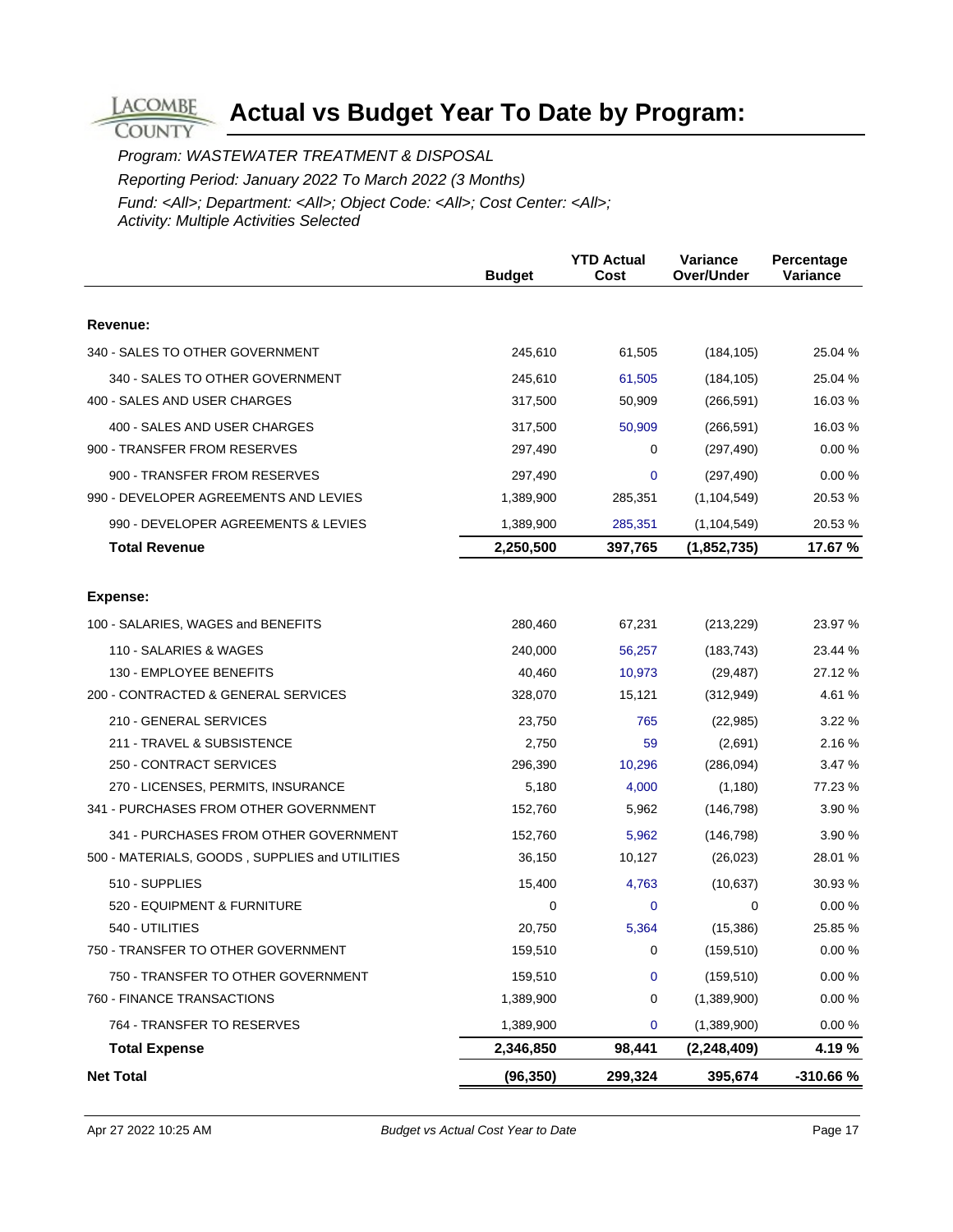# Actual vs Budget Year To Date by Program:

*Program: WASTEWATER TREATMENT & DISPOSAL*

*Reporting Period: January 2022 To March 2022 (3 Months)*

*Fund: <All>; Department: <All>; Object Code: <All>; Cost Center: <All>; Activity: Multiple Activities Selected*

| | Budget | YTD Actual Cost | Variance Over/Under | Percentage Variance |
|---|---|---|---|---|
| **Revenue:** | | | | |
| 340 - SALES TO OTHER GOVERNMENT | 245,610 | 61,505 | (184,105) | 25.04 % |
| 340 - SALES TO OTHER GOVERNMENT | 245,610 | 61,505 | (184,105) | 25.04 % |
| 400 - SALES AND USER CHARGES | 317,500 | 50,909 | (266,591) | 16.03 % |
| 400 - SALES AND USER CHARGES | 317,500 | 50,909 | (266,591) | 16.03 % |
| 900 - TRANSFER FROM RESERVES | 297,490 | 0 | (297,490) | 0.00 % |
| 900 - TRANSFER FROM RESERVES | 297,490 | 0 | (297,490) | 0.00 % |
| 990 - DEVELOPER AGREEMENTS AND LEVIES | 1,389,900 | 285,351 | (1,104,549) | 20.53 % |
| 990 - DEVELOPER AGREEMENTS & LEVIES | 1,389,900 | 285,351 | (1,104,549) | 20.53 % |
| **Total Revenue** | **2,250,500** | **397,765** | **(1,852,735)** | **17.67 %** |
| **Expense:** | | | | |
| 100 - SALARIES, WAGES and BENEFITS | 280,460 | 67,231 | (213,229) | 23.97 % |
| 110 - SALARIES & WAGES | 240,000 | 56,257 | (183,743) | 23.44 % |
| 130 - EMPLOYEE BENEFITS | 40,460 | 10,973 | (29,487) | 27.12 % |
| 200 - CONTRACTED & GENERAL SERVICES | 328,070 | 15,121 | (312,949) | 4.61 % |
| 210 - GENERAL SERVICES | 23,750 | 765 | (22,985) | 3.22 % |
| 211 - TRAVEL & SUBSISTENCE | 2,750 | 59 | (2,691) | 2.16 % |
| 250 - CONTRACT SERVICES | 296,390 | 10,296 | (286,094) | 3.47 % |
| 270 - LICENSES, PERMITS, INSURANCE | 5,180 | 4,000 | (1,180) | 77.23 % |
| 341 - PURCHASES FROM OTHER GOVERNMENT | 152,760 | 5,962 | (146,798) | 3.90 % |
| 341 - PURCHASES FROM OTHER GOVERNMENT | 152,760 | 5,962 | (146,798) | 3.90 % |
| 500 - MATERIALS, GOODS , SUPPLIES and UTILITIES | 36,150 | 10,127 | (26,023) | 28.01 % |
| 510 - SUPPLIES | 15,400 | 4,763 | (10,637) | 30.93 % |
| 520 - EQUIPMENT & FURNITURE | 0 | 0 | 0 | 0.00 % |
| 540 - UTILITIES | 20,750 | 5,364 | (15,386) | 25.85 % |
| 750 - TRANSFER TO OTHER GOVERNMENT | 159,510 | 0 | (159,510) | 0.00 % |
| 750 - TRANSFER TO OTHER GOVERNMENT | 159,510 | 0 | (159,510) | 0.00 % |
| 760 - FINANCE TRANSACTIONS | 1,389,900 | 0 | (1,389,900) | 0.00 % |
| 764 - TRANSFER TO RESERVES | 1,389,900 | 0 | (1,389,900) | 0.00 % |
| **Total Expense** | **2,346,850** | **98,441** | **(2,248,409)** | **4.19 %** |
| **Net Total** | **(96,350)** | **299,324** | **395,674** | **-310.66 %** |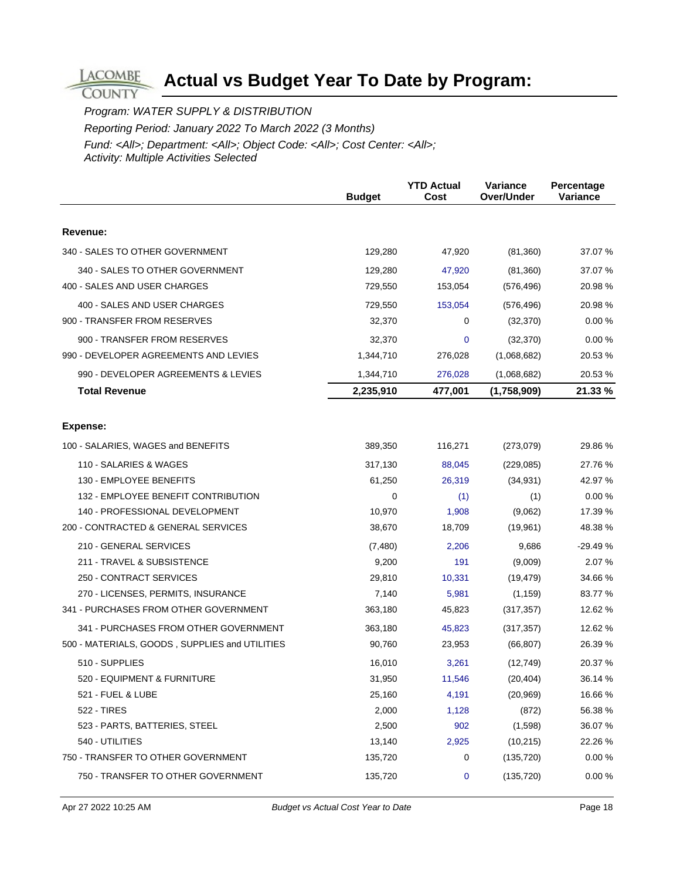# Actual vs Budget Year To Date by Program:

*Program: WATER SUPPLY & DISTRIBUTION*

*Reporting Period: January 2022 To March 2022 (3 Months)*

*Fund: <All>; Department: <All>; Object Code: <All>; Cost Center: <All>; Activity: Multiple Activities Selected*

| | Budget | YTD Actual Cost | Variance Over/Under | Percentage Variance |
|---|---|---|---|---|
| **Revenue:** | | | | |
| 340 - SALES TO OTHER GOVERNMENT | 129,280 | 47,920 | (81,360) | 37.07 % |
| 340 - SALES TO OTHER GOVERNMENT | 129,280 | 47,920 | (81,360) | 37.07 % |
| 400 - SALES AND USER CHARGES | 729,550 | 153,054 | (576,496) | 20.98 % |
| 400 - SALES AND USER CHARGES | 729,550 | 153,054 | (576,496) | 20.98 % |
| 900 - TRANSFER FROM RESERVES | 32,370 | 0 | (32,370) | 0.00 % |
| 900 - TRANSFER FROM RESERVES | 32,370 | 0 | (32,370) | 0.00 % |
| 990 - DEVELOPER AGREEMENTS AND LEVIES | 1,344,710 | 276,028 | (1,068,682) | 20.53 % |
| 990 - DEVELOPER AGREEMENTS & LEVIES | 1,344,710 | 276,028 | (1,068,682) | 20.53 % |
| **Total Revenue** | **2,235,910** | **477,001** | **(1,758,909)** | **21.33 %** |
| **Expense:** | | | | |
| 100 - SALARIES, WAGES and BENEFITS | 389,350 | 116,271 | (273,079) | 29.86 % |
| 110 - SALARIES & WAGES | 317,130 | 88,045 | (229,085) | 27.76 % |
| 130 - EMPLOYEE BENEFITS | 61,250 | 26,319 | (34,931) | 42.97 % |
| 132 - EMPLOYEE BENEFIT CONTRIBUTION | 0 | (1) | (1) | 0.00 % |
| 140 - PROFESSIONAL DEVELOPMENT | 10,970 | 1,908 | (9,062) | 17.39 % |
| 200 - CONTRACTED & GENERAL SERVICES | 38,670 | 18,709 | (19,961) | 48.38 % |
| 210 - GENERAL SERVICES | (7,480) | 2,206 | 9,686 | -29.49 % |
| 211 - TRAVEL & SUBSISTENCE | 9,200 | 191 | (9,009) | 2.07 % |
| 250 - CONTRACT SERVICES | 29,810 | 10,331 | (19,479) | 34.66 % |
| 270 - LICENSES, PERMITS, INSURANCE | 7,140 | 5,981 | (1,159) | 83.77 % |
| 341 - PURCHASES FROM OTHER GOVERNMENT | 363,180 | 45,823 | (317,357) | 12.62 % |
| 341 - PURCHASES FROM OTHER GOVERNMENT | 363,180 | 45,823 | (317,357) | 12.62 % |
| 500 - MATERIALS, GOODS , SUPPLIES and UTILITIES | 90,760 | 23,953 | (66,807) | 26.39 % |
| 510 - SUPPLIES | 16,010 | 3,261 | (12,749) | 20.37 % |
| 520 - EQUIPMENT & FURNITURE | 31,950 | 11,546 | (20,404) | 36.14 % |
| 521 - FUEL & LUBE | 25,160 | 4,191 | (20,969) | 16.66 % |
| 522 - TIRES | 2,000 | 1,128 | (872) | 56.38 % |
| 523 - PARTS, BATTERIES, STEEL | 2,500 | 902 | (1,598) | 36.07 % |
| 540 - UTILITIES | 13,140 | 2,925 | (10,215) | 22.26 % |
| 750 - TRANSFER TO OTHER GOVERNMENT | 135,720 | 0 | (135,720) | 0.00 % |
| 750 - TRANSFER TO OTHER GOVERNMENT | 135,720 | 0 | (135,720) | 0.00 % |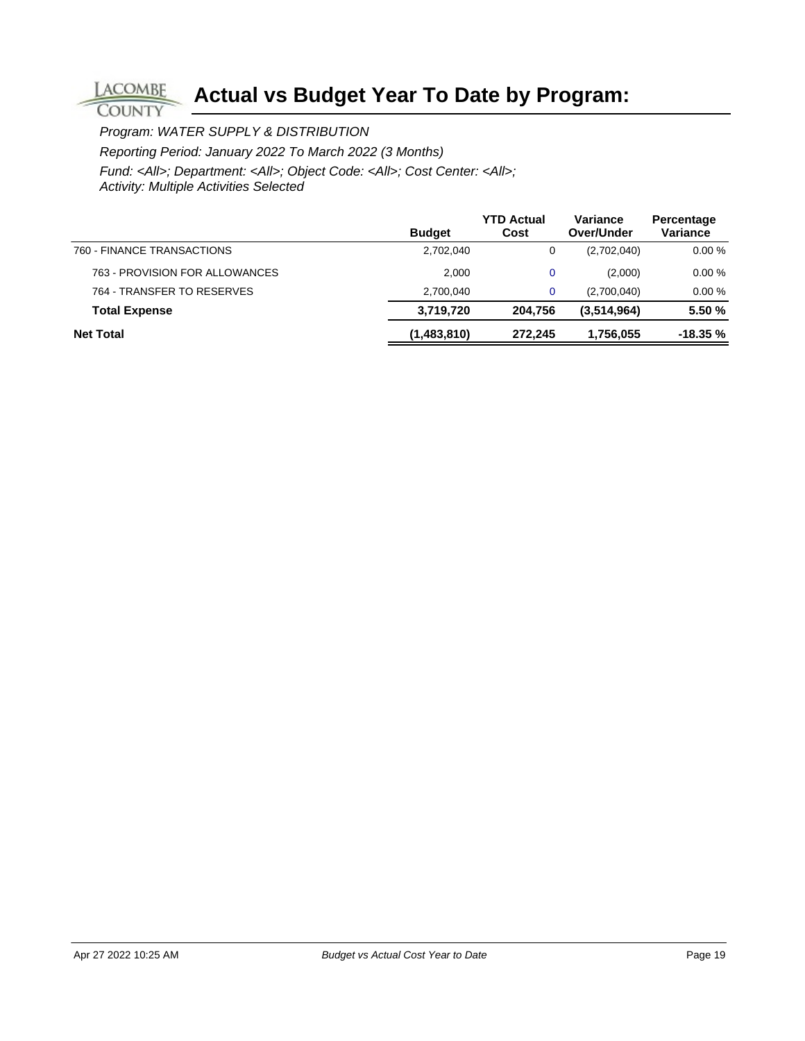# Actual vs Budget Year To Date by Program:

*Program: WATER SUPPLY & DISTRIBUTION*

*Reporting Period: January 2022 To March 2022 (3 Months)*

*Fund: <All>; Department: <All>; Object Code: <All>; Cost Center: <All>; Activity: Multiple Activities Selected*

| | Budget | YTD Actual Cost | Variance Over/Under | Percentage Variance |
|---|---|---|---|---|
| 760 - FINANCE TRANSACTIONS | 2,702,040 | 0 | (2,702,040) | 0.00 % |
| 763 - PROVISION FOR ALLOWANCES | 2,000 | 0 | (2,000) | 0.00 % |
| 764 - TRANSFER TO RESERVES | 2,700,040 | 0 | (2,700,040) | 0.00 % |
| **Total Expense** | **3,719,720** | **204,756** | **(3,514,964)** | **5.50 %** |
| **Net Total** | **(1,483,810)** | **272,245** | **1,756,055** | **-18.35 %** |

Apr 27 2022 10:25 AM *Budget vs Actual Cost Year to Date*